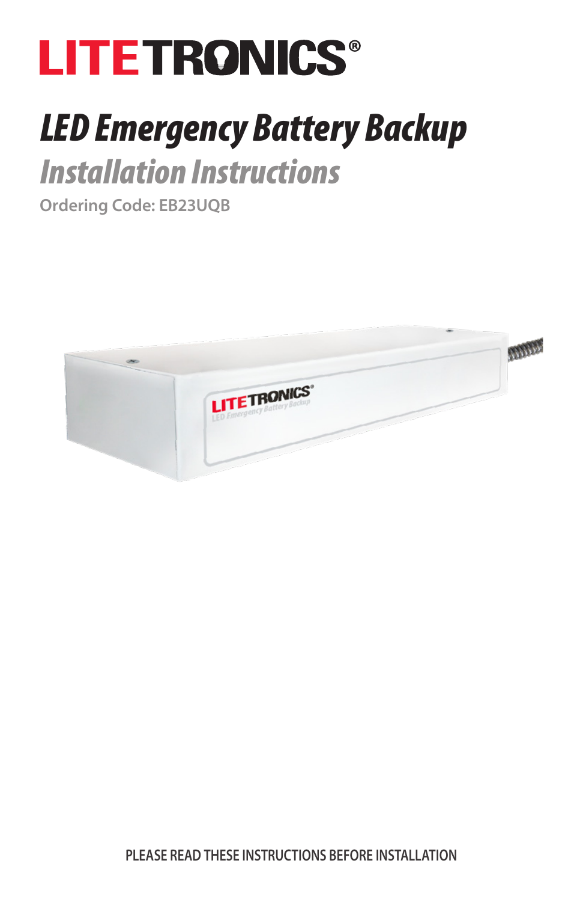# LITETRONICS®

# *LED Emergency Battery Backup*

## *Installation Instructions*

**Ordering Code: EB23UQB**

PLEASE READ THESE INSTRUCTIONS BEFORE INSTALLATION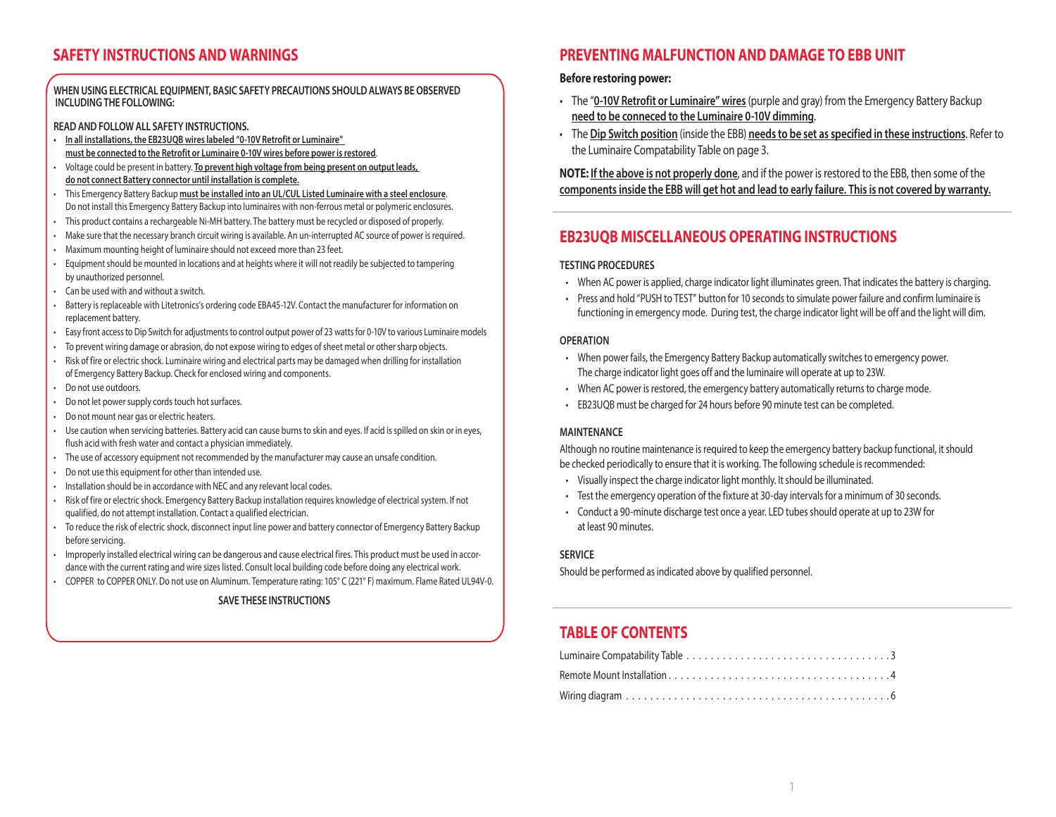## SAFETY INSTRUCTIONS AND WARNINGS

**WHEN USING ELECTRICAL EQUIPMENT, BASIC SAFETY PRECAUTIONS SHOULD ALWAYS BE OBSERVED INCLUDING THE FOLLOWING:**

**READ AND FOLLOW ALL SAFETY INSTRUCTIONS.**

- **In all installations, the EB23UQB wires labeled "0-10V Retrofit or Luminaire" must be connected to the Retrofit or Luminaire 0-10V wires before power is restored**.
- Voltage could be present in battery. **To prevent high voltage from being present on output leads, do not connect Battery connector until installation is complete.**
- This Emergency Battery Backup **must be installed into an UL/CUL Listed Luminaire with a steel enclosure**. Do not install this Emergency Battery Backup into luminaires with non-ferrous metal or polymeric enclosures.
- This product contains a rechargeable Ni-MH battery. The battery must be recycled or disposed of properly.
- Make sure that the necessary branch circuit wiring is available. An un-interrupted AC source of power is required.
- Maximum mounting height of luminaire should not exceed more than 23 feet.
- Equipment should be mounted in locations and at heights where it will not readily be subjected to tampering by unauthorized personnel.
- Can be used with and without a switch.
- Battery is replaceable with Litetronics's ordering code EBA45-12V. Contact the manufacturer for information on replacement battery.
- Easy front access to Dip Switch for adjustments to control output power of 23 watts for 0-10V to various Luminaire models
- To prevent wiring damage or abrasion, do not expose wiring to edges of sheet metal or other sharp objects.
- Risk of fire or electric shock. Luminaire wiring and electrical parts may be damaged when drilling for installation of Emergency Battery Backup. Check for enclosed wiring and components.
- Do not use outdoors.
- Do not let power supply cords touch hot surfaces.
- Do not mount near gas or electric heaters.
- Use caution when servicing batteries. Battery acid can cause burns to skin and eyes. If acid is spilled on skin or in eyes, flush acid with fresh water and contact a physician immediately.
- The use of accessory equipment not recommended by the manufacturer may cause an unsafe condition.
- Do not use this equipment for other than intended use.
- Installation should be in accordance with NEC and any relevant local codes.
- Risk of fire or electric shock. Emergency Battery Backup installation requires knowledge of electrical system. If not qualified, do not attempt installation. Contact a qualified electrician.
- To reduce the risk of electric shock, disconnect input line power and battery connector of Emergency Battery Backup before servicing.
- Improperly installed electrical wiring can be dangerous and cause electrical fires. This product must be used in accordance with the current rating and wire sizes listed. Consult local building code before doing any electrical work.
- COPPER to COPPER ONLY. Do not use on Aluminum. Temperature rating: 105° C (221° F) maximum. Flame Rated UL94V-0.

**SAVE THESE INSTRUCTIONS**

## PREVENTING MALFUNCTION AND DAMAGE TO EBB UNIT

**Before restoring power:**

- The "**0-10V Retrofit or Luminaire" wires** (purple and gray) from the Emergency Battery Backup **need to be conneced to the Luminaire 0-10V dimming**.
- The **Dip Switch position** (inside the EBB) **needs to be set as specified in these instructions**. Refer to the Luminaire Compatability Table on page 3.

**NOTE: If the above is not properly done**, and if the power is restored to the EBB, then some of the **components inside the EBB will get hot and lead to early failure. This is not covered by warranty.**

## EB23UQB MISCELLANEOUS OPERATING INSTRUCTIONS

### TESTING PROCEDURES

- When AC power is applied, charge indicator light illuminates green. That indicates the battery is charging.
- Press and hold "PUSH to TEST" button for 10 seconds to simulate power failure and confirm luminaire is functioning in emergency mode. During test, the charge indicator light will be off and the light will dim.

### OPERATION

- When power fails, the Emergency Battery Backup automatically switches to emergency power. The charge indicator light goes off and the luminaire will operate at up to 23W.
- When AC power is restored, the emergency battery automatically returns to charge mode.
- EB23UQB must be charged for 24 hours before 90 minute test can be completed.

### MAINTENANCE

Although no routine maintenance is required to keep the emergency battery backup functional, it should be checked periodically to ensure that it is working. The following schedule is recommended:

- Visually inspect the charge indicator light monthly. It should be illuminated.
- Test the emergency operation of the fixture at 30-day intervals for a minimum of 30 seconds.
- Conduct a 90-minute discharge test once a year. LED tubes should operate at up to 23W for at least 90 minutes.

### SERVICE

Should be performed as indicated above by qualified personnel.

## TABLE OF CONTENTS

Luminaire Compatability Table . . . . . . . . . . 3

Remote Mount Installation . . . . . . . . . . 4

Wiring diagram . . . . . . . . . . 6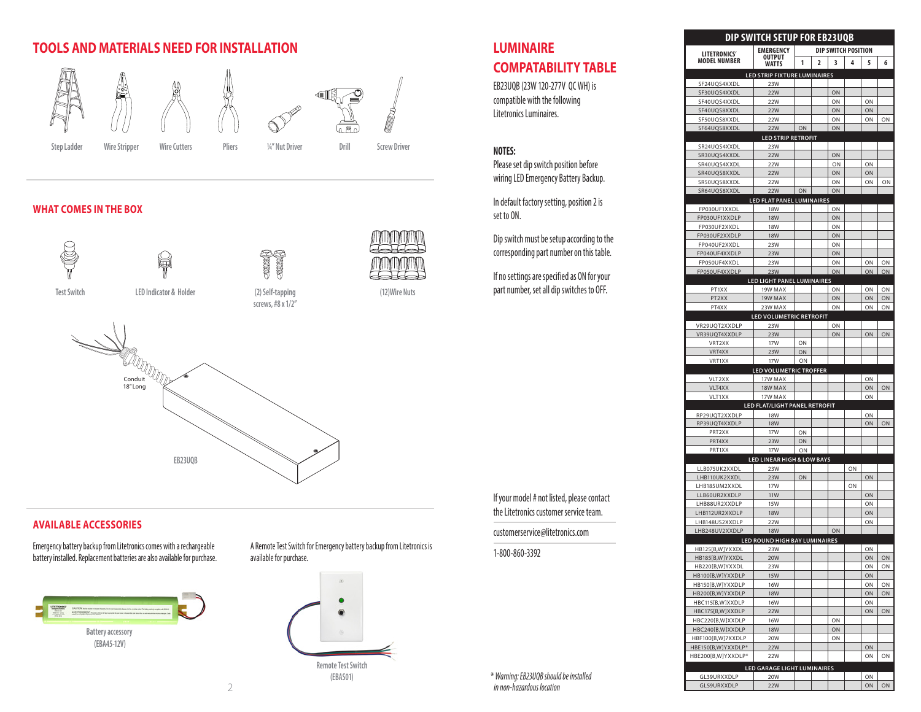## TOOLS AND MATERIALS NEED FOR INSTALLATION

Step Ladder | Wire Stripper | Wire Cutters | Pliers | ¼" Nut Driver | Drill | Screw Driver

## WHAT COMES IN THE BOX

Test Switch

LED Indicator & Holder

(2) Self-tapping screws, #8 x 1/2"

(12)Wire Nuts

Conduit 18" Long

EB23UQB

## AVAILABLE ACCESSORIES

Emergency battery backup from Litetronics comes with a rechargeable battery installed. Replacement batteries are also available for purchase.

Battery accessory (EBA45-12V)

A Remote Test Switch for Emergency battery backup from Litetronics is available for purchase.

Remote Test Switch (EBAS01)

## LUMINAIRE COMPATABILITY TABLE

EB23UQB (23W 120-277V QC WH) is compatible with the following Litetronics Luminaires.

**NOTES:**

Please set dip switch position before wiring LED Emergency Battery Backup.

In default factory setting, position 2 is set to ON.

Dip switch must be setup according to the corresponding part number on this table.

If no settings are specified as ON for your part number, set all dip switches to OFF.

If your model # not listed, please contact the Litetronics customer service team.

customerservice@litetronics.com

1-800-860-3392

*\* Warning: EB23UQB should be installed in non-hazardous location*

## DIP SWITCH SETUP FOR EB23UQB

| LITETRONICS' MODEL NUMBER | EMERGENCY OUTPUT WATTS | DIP SWITCH POSITION | | | | | |
|---|---|---|---|---|---|---|---|
| | | 1 | 2 | 3 | 4 | 5 | 6 |
| **LED STRIP FIXTURE LUMINAIRES** | | | | | | | |
| SF24UQS4XXDL | 23W | | | | | | |
| SF30UQS4XXDL | 22W | | | ON | | | |
| SF40UQS4XXDL | 22W | | | ON | | ON | |
| SF40UQS8XXDL | 22W | | | ON | | ON | |
| SF50UQS8XXDL | 22W | | | ON | | ON | ON |
| SF64UQS8XXDL | 22W | ON | | ON | | | |
| **LED STRIP RETROFIT** | | | | | | | |
| SR24UQS4XXDL | 23W | | | | | | |
| SR30UQS4XXDL | 22W | | | ON | | | |
| SR40UQS4XXDL | 22W | | | ON | | ON | |
| SR40UQS8XXDL | 22W | | | ON | | ON | |
| SR50UQS8XXDL | 22W | | | ON | | ON | ON |
| SR64UQS8XXDL | 22W | ON | | ON | | | |
| **LED FLAT PANEL LUMINAIRES** | | | | | | | |
| FP030UF1XXDL | 18W | | | ON | | | |
| FP030UF1XXDLP | 18W | | | ON | | | |
| FP030UF2XXDL | 18W | | | ON | | | |
| FP030UF2XXDLP | 18W | | | ON | | | |
| FP040UF2XXDL | 23W | | | ON | | | |
| FP040UF4XXDLP | 23W | | | ON | | | |
| FP050UF4XXDL | 23W | | | ON | | ON | ON |
| FP050UF4XXDLP | 23W | | | ON | | ON | ON |
| **LED LIGHT PANEL LUMINAIRES** | | | | | | | |
| PT1XX | 19W MAX | | | ON | | ON | ON |
| PT2XX | 19W MAX | | | ON | | ON | ON |
| PT4XX | 23W MAX | | | ON | | ON | ON |
| **LED VOLUMETRIC RETROFIT** | | | | | | | |
| VR29UQT2XXDLP | 23W | | | ON | | | |
| VR39UQT4XXDLP | 23W | | | ON | | ON | ON |
| VRT2XX | 17W | ON | | | | | |
| VRT4XX | 23W | ON | | | | | |
| VRT1XX | 17W | ON | | | | | |
| **LED VOLUMETRIC TROFFER** | | | | | | | |
| VLT2XX | 17W MAX | | | | | ON | |
| VLT4XX | 18W MAX | | | | | ON | ON |
| VLT1XX | 17W MAX | | | | | ON | |
| **LED FLAT/LIGHT PANEL RETROFIT** | | | | | | | |
| RP29UQT2XXDLP | 18W | | | | | ON | |
| RP39UQT4XXDLP | 18W | | | | | ON | ON |
| PRT2XX | 17W | ON | | | | | |
| PRT4XX | 23W | ON | | | | | |
| PRT1XX | 17W | ON | | | | | |
| **LED LINEAR HIGH & LOW BAYS** | | | | | | | |
| LLB075UK2XXDL | 23W | | | | ON | | |
| LHB110UK2XXDL | 23W | ON | | | | ON | |
| LHB185UM2XXDL | 17W | | | | ON | | |
| LLB60UR2XXDLP | 11W | | | | | ON | |
| LHB88UR2XXDLP | 15W | | | | | ON | |
| LHB112UR2XXDLP | 18W | | | | | ON | |
| LHB148US2XXDLP | 22W | | | | | ON | |
| LHB248UV2XXDLP | 18W | | | ON | | | |
| **LED ROUND HIGH BAY LUMINAIRES** | | | | | | | |
| HB125[B,W]YXXDL | 23W | | | | | ON | |
| HB185[B,W]YXXDL | 20W | | | | | ON | ON |
| HB220[B,W]YXXDL | 23W | | | | | ON | ON |
| HB100[B,W]YXXDLP | 15W | | | | | ON | |
| HB150[B,W]YXXDLP | 16W | | | | | ON | ON |
| HB200[B,W]YXXDLP | 18W | | | | | ON | ON |
| HBC115[B,W]XXDLP | 16W | | | | | ON | |
| HBC175[B,W]XXDLP | 22W | | | | | ON | ON |
| HBC220[B,W]XXDLP | 16W | | | ON | | | |
| HBC240[B,W]XXDLP | 18W | | | ON | | | |
| HBF100[B,W]7XXDLP | 20W | | | ON | | | |
| HBE150[B,W]YXXDLP* | 22W | | | | | ON | |
| HBE200[B,W]YXXDLP* | 22W | | | | | ON | ON |
| **LED GARAGE LIGHT LUMINAIRES** | | | | | | | |
| GL39URXXDLP | 20W | | | | | ON | |
| GL59URXXDLP | 22W | | | | | ON | ON |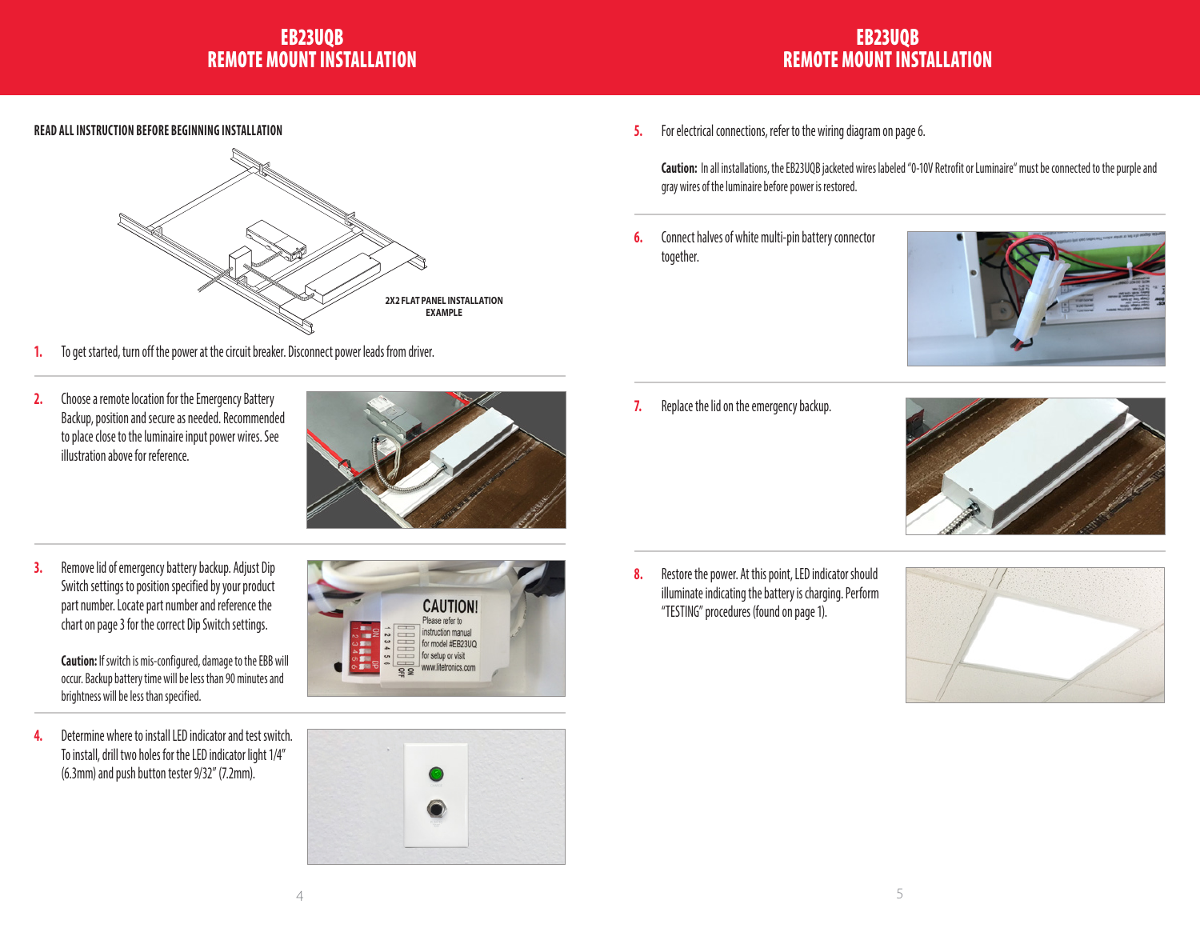# EB23UQB REMOTE MOUNT INSTALLATION

**READ ALL INSTRUCTION BEFORE BEGINNING INSTALLATION**

2X2 FLAT PANEL INSTALLATION EXAMPLE

1. To get started, turn off the power at the circuit breaker. Disconnect power leads from driver.

2. Choose a remote location for the Emergency Battery Backup, position and secure as needed. Recommended to place close to the luminaire input power wires. See illustration above for reference.

3. Remove lid of emergency battery backup. Adjust Dip Switch settings to position specified by your product part number. Locate part number and reference the chart on page 3 for the correct Dip Switch settings.

   **Caution:** If switch is mis-configured, damage to the EBB will occur. Backup battery time will be less than 90 minutes and brightness will be less than specified.

4. Determine where to install LED indicator and test switch. To install, drill two holes for the LED indicator light 1/4" (6.3mm) and push button tester 9/32" (7.2mm).

5. For electrical connections, refer to the wiring diagram on page 6.

   **Caution:** In all installations, the EB23UQB jacketed wires labeled "0-10V Retrofit or Luminaire" must be connected to the purple and gray wires of the luminaire before power is restored.

6. Connect halves of white multi-pin battery connector together.

7. Replace the lid on the emergency backup.

8. Restore the power. At this point, LED indicator should illuminate indicating the battery is charging. Perform "TESTING" procedures (found on page 1).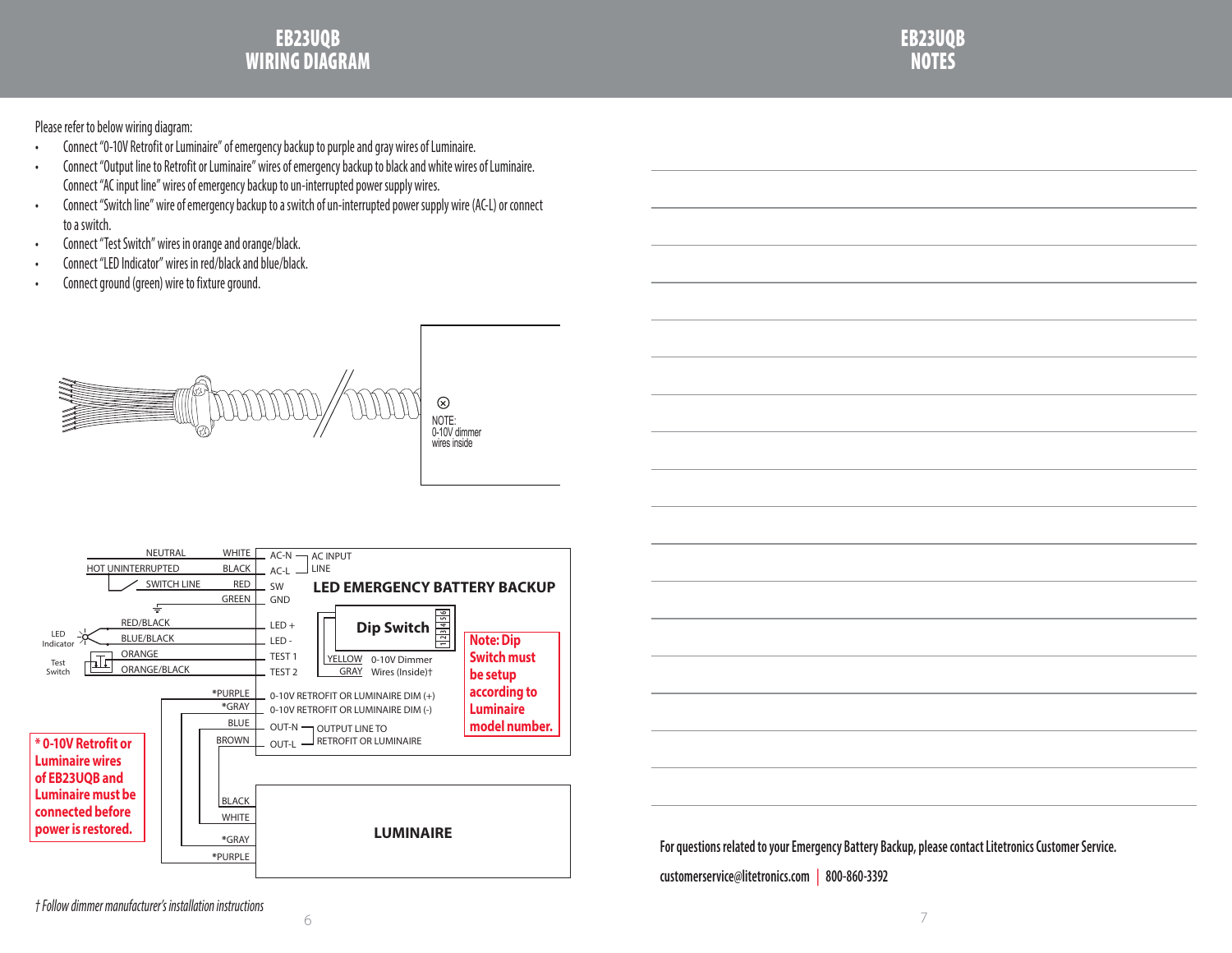# EB23UQB WIRING DIAGRAM

Please refer to below wiring diagram:

- Connect "0-10V Retrofit or Luminaire" of emergency backup to purple and gray wires of Luminaire.
- Connect "Output line to Retrofit or Luminaire" wires of emergency backup to black and white wires of Luminaire. Connect "AC input line" wires of emergency backup to un-interrupted power supply wires.
- Connect "Switch line" wire of emergency backup to a switch of un-interrupted power supply wire (AC-L) or connect to a switch.
- Connect "Test Switch" wires in orange and orange/black.
- Connect "LED Indicator" wires in red/black and blue/black.
- Connect ground (green) wire to fixture ground.

NOTE: 0-10V dimmer wires inside

NEUTRAL WHITE AC-N
HOT UNINTERRUPTED BLACK AC-L
AC INPUT LINE
SWITCH LINE RED SW
GREEN GND

**LED EMERGENCY BATTERY BACKUP**

LED Indicator: RED/BLACK LED +, BLUE/BLACK LED -
Test Switch: ORANGE TEST 1, ORANGE/BLACK TEST 2

**Dip Switch** 1 2 3 4 5 6

YELLOW / GRAY 0-10V Dimmer Wires (Inside)†

**Note: Dip Switch must be setup according to Luminaire model number.**

*PURPLE 0-10V RETROFIT OR LUMINAIRE DIM (+)
*GRAY 0-10V RETROFIT OR LUMINAIRE DIM (-)
BLUE OUT-N
BROWN OUT-L
OUTPUT LINE TO RETROFIT OR LUMINAIRE

**LUMINAIRE**: BLACK, WHITE, *GRAY, *PURPLE

**\* 0-10V Retrofit or Luminaire wires of EB23UQB and Luminaire must be connected before power is restored.**

*† Follow dimmer manufacturer's installation instructions*

# EB23UQB NOTES

For questions related to your Emergency Battery Backup, please contact Litetronics Customer Service.

customerservice@litetronics.com | 800-860-3392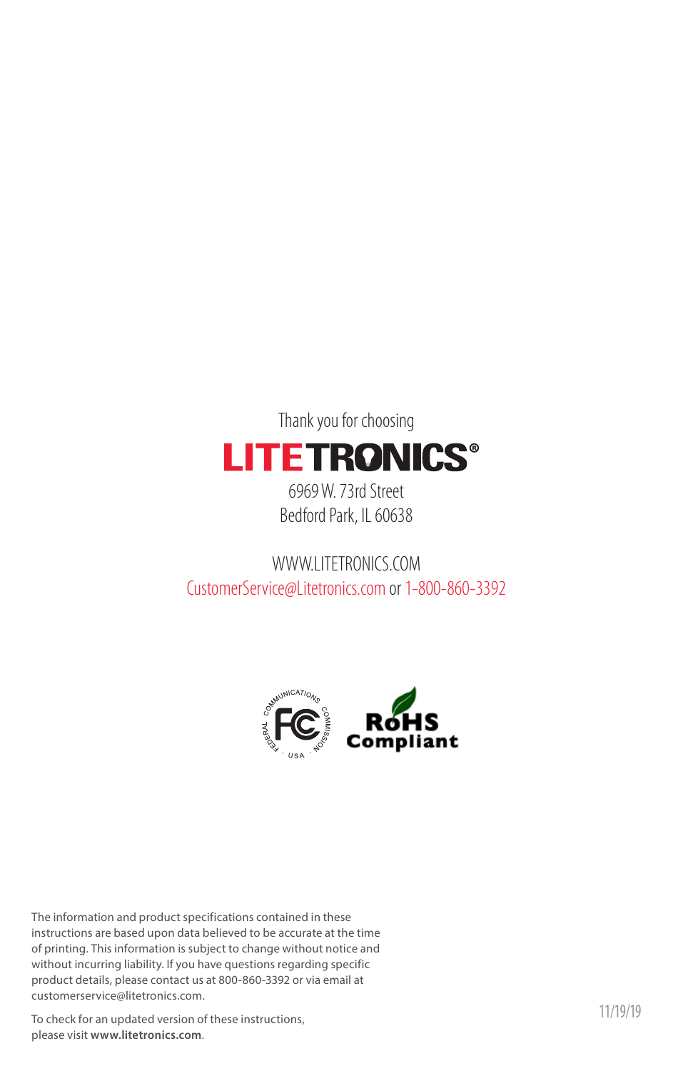Thank you for choosing

**LITETRONICS®**

6969 W. 73rd Street
Bedford Park, IL 60638

WWW.LITETRONICS.COM
CustomerService@Litetronics.com or 1-800-860-3392

FEDERAL COMMUNICATIONS COMMISSION · USA · FC

RoHS Compliant

The information and product specifications contained in these instructions are based upon data believed to be accurate at the time of printing. This information is subject to change without notice and without incurring liability. If you have questions regarding specific product details, please contact us at 800-860-3392 or via email at customerservice@litetronics.com.

To check for an updated version of these instructions, please visit **www.litetronics.com**.

11/19/19